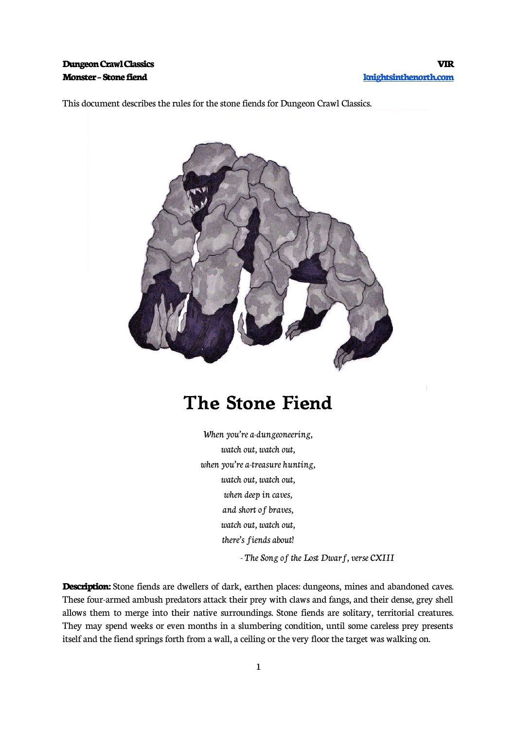**Dungeon Crawl Classics** **VIR**
**Monster – Stone fiend** **knightsinthenorth.com**

This document describes the rules for the stone fiends for Dungeon Crawl Classics.

# The Stone Fiend

*When you're a-dungeoneering,*
*watch out, watch out,*
*when you're a-treasure hunting,*
*watch out, watch out,*
*when deep in caves,*
*and short of braves,*
*watch out, watch out,*
*there's fiends about!*

*- The Song of the Lost Dwarf, verse CXIII*

**Description:** Stone fiends are dwellers of dark, earthen places: dungeons, mines and abandoned caves. These four-armed ambush predators attack their prey with claws and fangs, and their dense, grey shell allows them to merge into their native surroundings. Stone fiends are solitary, territorial creatures. They may spend weeks or even months in a slumbering condition, until some careless prey presents itself and the fiend springs forth from a wall, a ceiling or the very floor the target was walking on.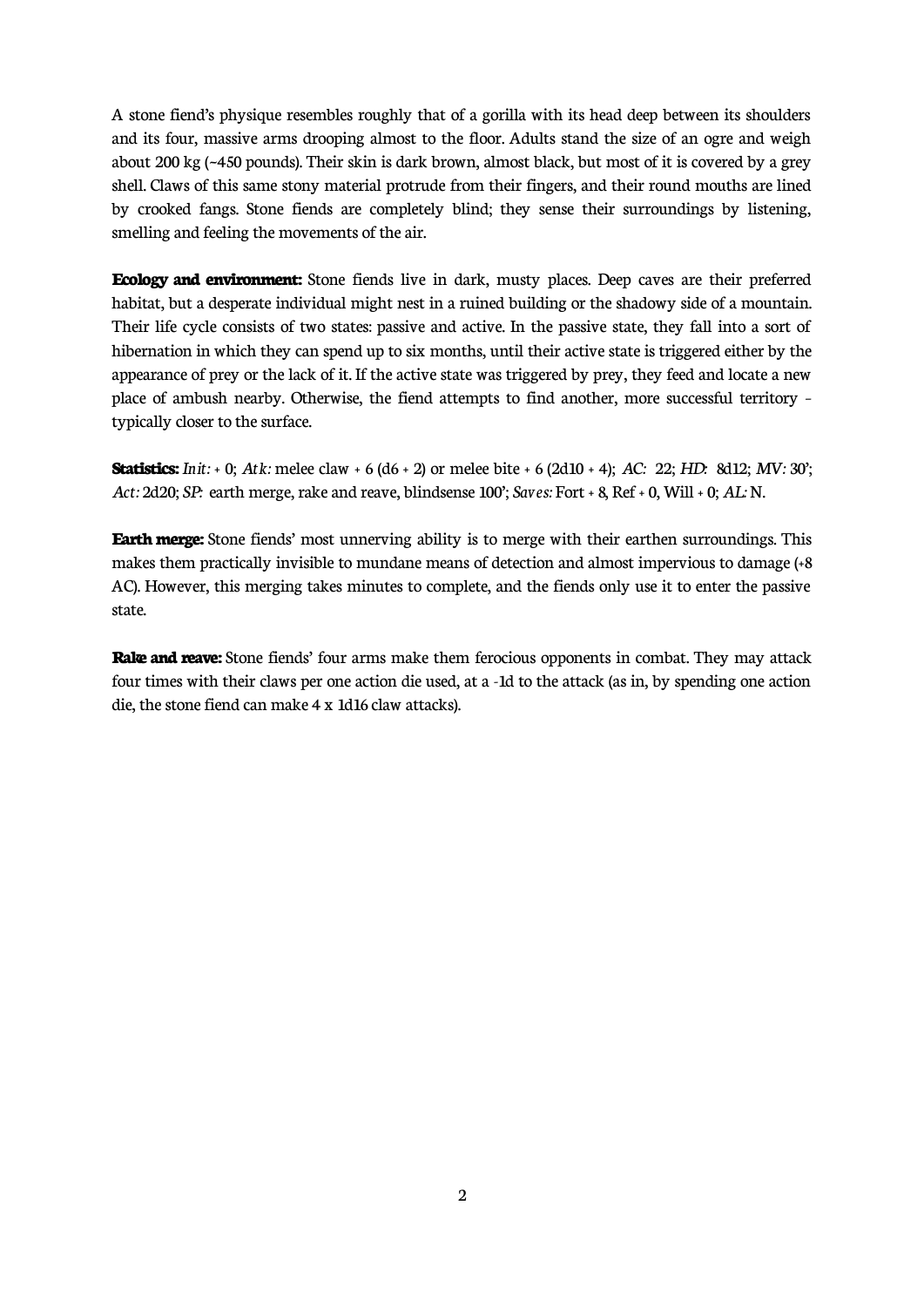A stone fiend's physique resembles roughly that of a gorilla with its head deep between its shoulders and its four, massive arms drooping almost to the floor. Adults stand the size of an ogre and weigh about 200 kg (~450 pounds). Their skin is dark brown, almost black, but most of it is covered by a grey shell. Claws of this same stony material protrude from their fingers, and their round mouths are lined by crooked fangs. Stone fiends are completely blind; they sense their surroundings by listening, smelling and feeling the movements of the air.

**Ecology and environment:** Stone fiends live in dark, musty places. Deep caves are their preferred habitat, but a desperate individual might nest in a ruined building or the shadowy side of a mountain. Their life cycle consists of two states: passive and active. In the passive state, they fall into a sort of hibernation in which they can spend up to six months, until their active state is triggered either by the appearance of prey or the lack of it. If the active state was triggered by prey, they feed and locate a new place of ambush nearby. Otherwise, the fiend attempts to find another, more successful territory – typically closer to the surface.

**Statistics:** *Init:* + 0; *Atk:* melee claw + 6 (d6 + 2) or melee bite + 6 (2d10 + 4); *AC:* 22; *HD:* 8d12; *MV:* 30'; *Act:* 2d20; *SP:* earth merge, rake and reave, blindsense 100'; *Saves:* Fort + 8, Ref + 0, Will + 0; *AL:* N.

**Earth merge:** Stone fiends' most unnerving ability is to merge with their earthen surroundings. This makes them practically invisible to mundane means of detection and almost impervious to damage (+8 AC). However, this merging takes minutes to complete, and the fiends only use it to enter the passive state.

**Rake and reave:** Stone fiends' four arms make them ferocious opponents in combat. They may attack four times with their claws per one action die used, at a -1d to the attack (as in, by spending one action die, the stone fiend can make 4 x 1d16 claw attacks).